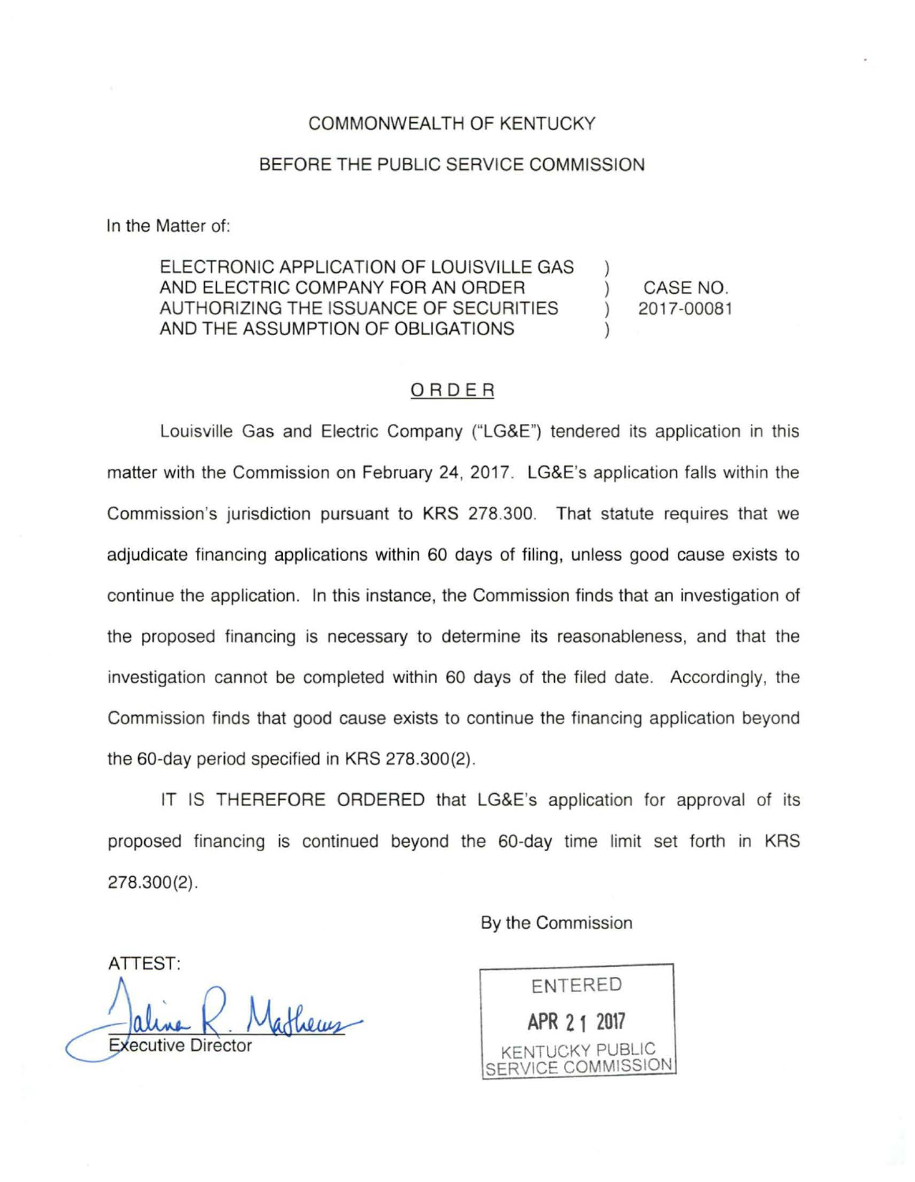COMMONWEALTH OF KENTUCKY

BEFORE THE PUBLIC SERVICE COMMISSION

In the Matter of:

ELECTRONIC APPLICATION OF LOUISVILLE GAS AND ELECTRIC COMPANY FOR AN ORDER AUTHORIZING THE ISSUANCE OF SECURITIES AND THE ASSUMPTION OF OBLIGATIONS ) CASE NO. 2017-00081

## ORDER

Louisville Gas and Electric Company ("LG&E") tendered its application in this matter with the Commission on February 24, 2017. LG&E's application falls within the Commission's jurisdiction pursuant to KRS 278.300. That statute requires that we adjudicate financing applications within 60 days of filing, unless good cause exists to continue the application. In this instance, the Commission finds that an investigation of the proposed financing is necessary to determine its reasonableness, and that the investigation cannot be completed within 60 days of the filed date. Accordingly, the Commission finds that good cause exists to continue the financing application beyond the 60-day period specified in KRS 278.300(2).

IT IS THEREFORE ORDERED that LG&E's application for approval of its proposed financing is continued beyond the 60-day time limit set forth in KRS 278.300(2).

By the Commission

ENTERED
APR 21 2017
KENTUCKY PUBLIC SERVICE COMMISSION

ATTEST:

Executive Director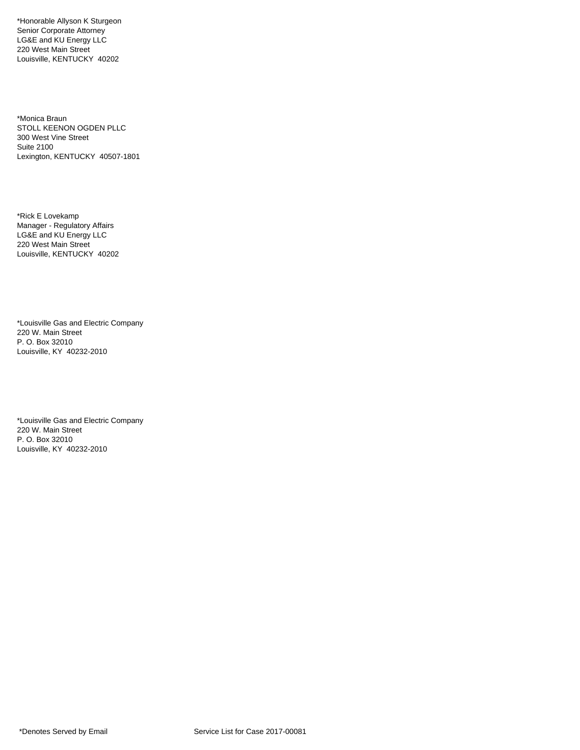*Honorable Allyson K Sturgeon
Senior Corporate Attorney
LG&E and KU Energy LLC
220 West Main Street
Louisville, KENTUCKY  40202

*Monica Braun
STOLL KEENON OGDEN PLLC
300 West Vine Street
Suite 2100
Lexington, KENTUCKY  40507-1801

*Rick E Lovekamp
Manager - Regulatory Affairs
LG&E and KU Energy LLC
220 West Main Street
Louisville, KENTUCKY  40202

*Louisville Gas and Electric Company
220 W. Main Street
P. O. Box 32010
Louisville, KY  40232-2010

*Louisville Gas and Electric Company
220 W. Main Street
P. O. Box 32010
Louisville, KY  40232-2010

*Denotes Served by Email

Service List for Case 2017-00081